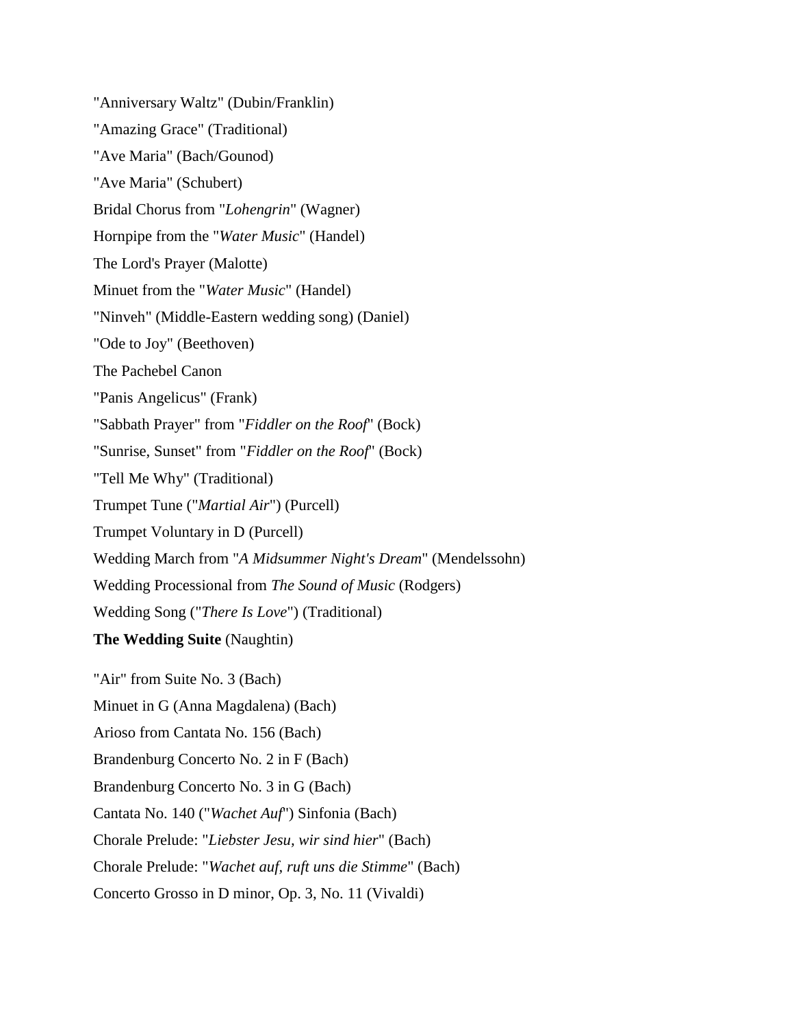"Anniversary Waltz" (Dubin/Franklin)

"Amazing Grace" (Traditional)

"Ave Maria" (Bach/Gounod)

"Ave Maria" (Schubert)

Bridal Chorus from "*Lohengrin*" (Wagner)

Hornpipe from the "*Water Music*" (Handel)

The Lord's Prayer (Malotte)

Minuet from the "*Water Music*" (Handel)

"Ninveh" (Middle-Eastern wedding song) (Daniel)

"Ode to Joy" (Beethoven)

The Pachebel Canon

"Panis Angelicus" (Frank)

"Sabbath Prayer" from "*Fiddler on the Roof*" (Bock)

"Sunrise, Sunset" from "*Fiddler on the Roof*" (Bock)

"Tell Me Why" (Traditional)

Trumpet Tune ("*Martial Air*") (Purcell)

Trumpet Voluntary in D (Purcell)

Wedding March from "*A Midsummer Night's Dream*" (Mendelssohn)

Wedding Processional from *The Sound of Music* (Rodgers)

Wedding Song ("*There Is Love*") (Traditional)

**The Wedding Suite** (Naughtin)

"Air" from Suite No. 3 (Bach)

Minuet in G (Anna Magdalena) (Bach)

Arioso from Cantata No. 156 (Bach)

Brandenburg Concerto No. 2 in F (Bach)

Brandenburg Concerto No. 3 in G (Bach)

Cantata No. 140 ("*Wachet Auf*") Sinfonia (Bach)

Chorale Prelude: "*Liebster Jesu, wir sind hier*" (Bach)

Chorale Prelude: "*Wachet auf, ruft uns die Stimme*" (Bach)

Concerto Grosso in D minor, Op. 3, No. 11 (Vivaldi)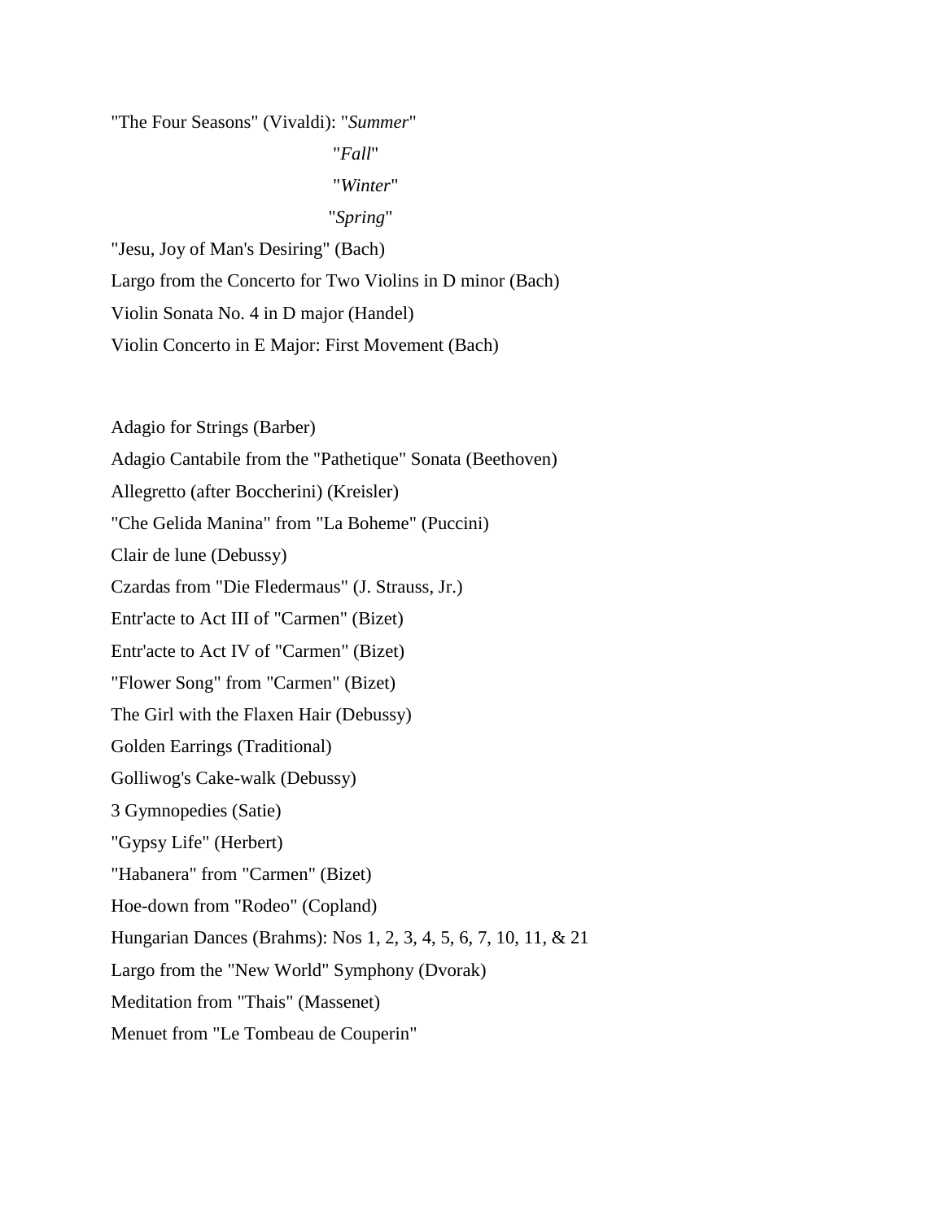"The Four Seasons" (Vivaldi): "*Summer*"

"*Fall*"

"*Winter*"

"*Spring*"

"Jesu, Joy of Man's Desiring" (Bach)

Largo from the Concerto for Two Violins in D minor (Bach)

Violin Sonata No. 4 in D major (Handel)

Violin Concerto in E Major: First Movement (Bach)

Adagio for Strings (Barber)

Adagio Cantabile from the "Pathetique" Sonata (Beethoven)

Allegretto (after Boccherini) (Kreisler)

"Che Gelida Manina" from "La Boheme" (Puccini)

Clair de lune (Debussy)

Czardas from "Die Fledermaus" (J. Strauss, Jr.)

Entr'acte to Act III of "Carmen" (Bizet)

Entr'acte to Act IV of "Carmen" (Bizet)

"Flower Song" from "Carmen" (Bizet)

The Girl with the Flaxen Hair (Debussy)

Golden Earrings (Traditional)

Golliwog's Cake-walk (Debussy)

3 Gymnopedies (Satie)

"Gypsy Life" (Herbert)

"Habanera" from "Carmen" (Bizet)

Hoe-down from "Rodeo" (Copland)

Hungarian Dances (Brahms): Nos 1, 2, 3, 4, 5, 6, 7, 10, 11, & 21

Largo from the "New World" Symphony (Dvorak)

Meditation from "Thais" (Massenet)

Menuet from "Le Tombeau de Couperin"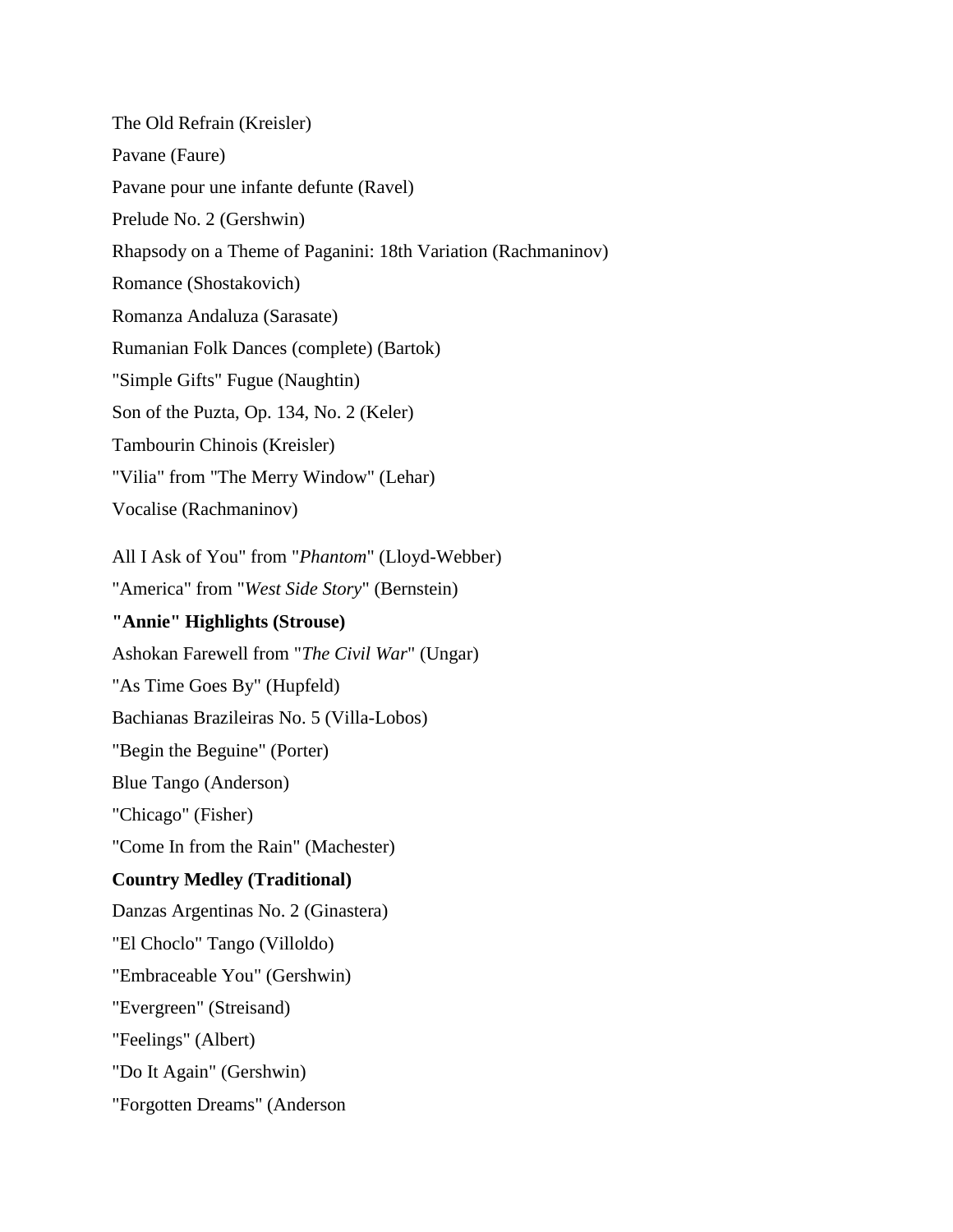The Old Refrain (Kreisler)

Pavane (Faure)

Pavane pour une infante defunte (Ravel)

Prelude No. 2 (Gershwin)

Rhapsody on a Theme of Paganini: 18th Variation (Rachmaninov)

Romance (Shostakovich)

Romanza Andaluza (Sarasate)

Rumanian Folk Dances (complete) (Bartok)

"Simple Gifts" Fugue (Naughtin)

Son of the Puzta, Op. 134, No. 2 (Keler)

Tambourin Chinois (Kreisler)

"Vilia" from "The Merry Window" (Lehar)

Vocalise (Rachmaninov)

All I Ask of You" from "*Phantom*" (Lloyd-Webber)

"America" from "*West Side Story*" (Bernstein)

**"Annie" Highlights (Strouse)**

Ashokan Farewell from "*The Civil War*" (Ungar)

"As Time Goes By" (Hupfeld)

Bachianas Brazileiras No. 5 (Villa-Lobos)

"Begin the Beguine" (Porter)

Blue Tango (Anderson)

"Chicago" (Fisher)

"Come In from the Rain" (Machester)

**Country Medley (Traditional)**

Danzas Argentinas No. 2 (Ginastera)

"El Choclo" Tango (Villoldo)

"Embraceable You" (Gershwin)

"Evergreen" (Streisand)

"Feelings" (Albert)

"Do It Again" (Gershwin)

"Forgotten Dreams" (Anderson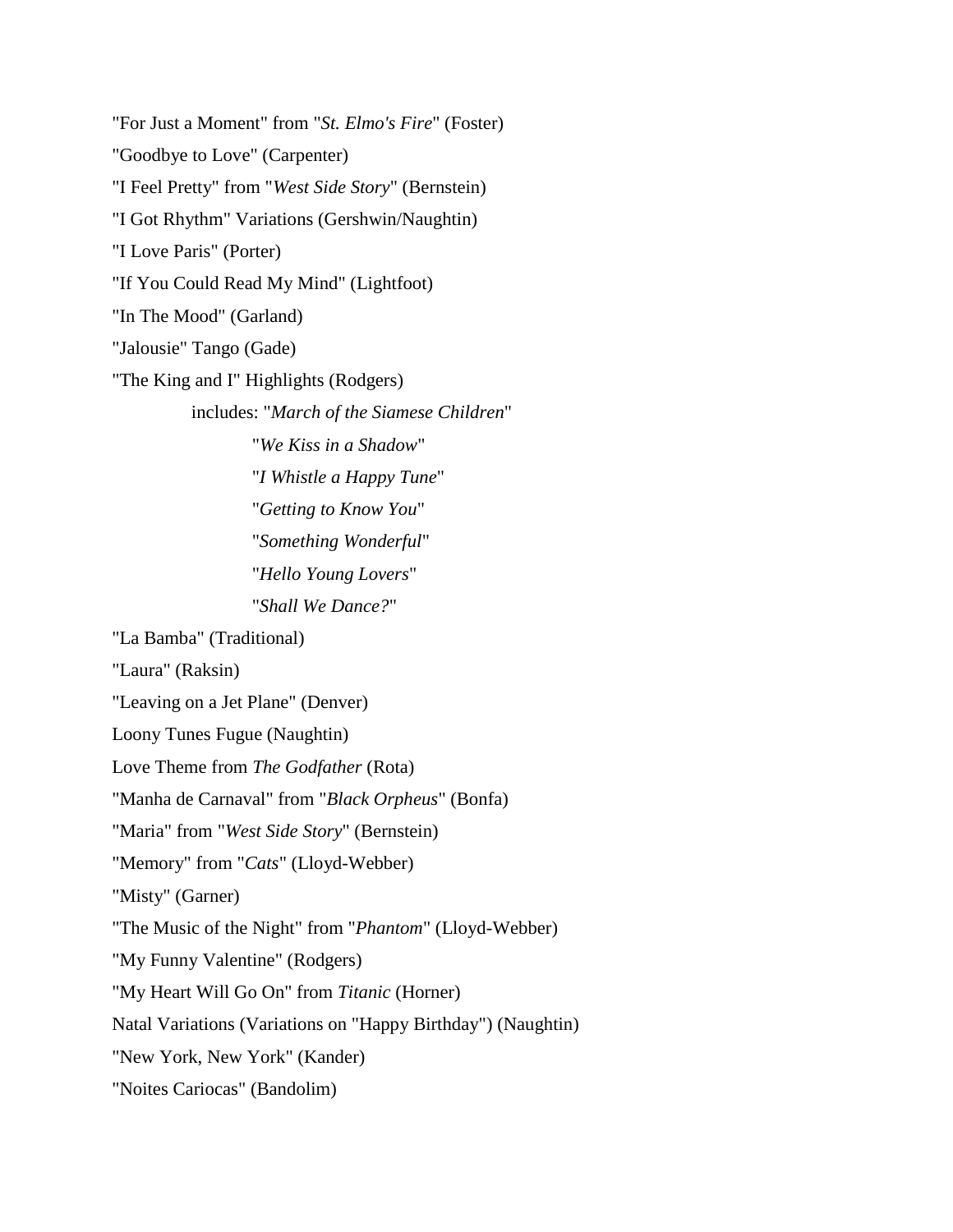"For Just a Moment" from "*St. Elmo's Fire*" (Foster)

"Goodbye to Love" (Carpenter)

"I Feel Pretty" from "*West Side Story*" (Bernstein)

"I Got Rhythm" Variations (Gershwin/Naughtin)

"I Love Paris" (Porter)

"If You Could Read My Mind" (Lightfoot)

"In The Mood" (Garland)

"Jalousie" Tango (Gade)

"The King and I" Highlights (Rodgers)

includes: "*March of the Siamese Children*"

"*We Kiss in a Shadow*"

"*I Whistle a Happy Tune*"

"*Getting to Know You*"

"*Something Wonderful*"

"*Hello Young Lovers*"

"*Shall We Dance?*"

"La Bamba" (Traditional)

"Laura" (Raksin)

"Leaving on a Jet Plane" (Denver)

Loony Tunes Fugue (Naughtin)

Love Theme from *The Godfather* (Rota)

"Manha de Carnaval" from "*Black Orpheus*" (Bonfa)

"Maria" from "*West Side Story*" (Bernstein)

"Memory" from "*Cats*" (Lloyd-Webber)

"Misty" (Garner)

"The Music of the Night" from "*Phantom*" (Lloyd-Webber)

"My Funny Valentine" (Rodgers)

"My Heart Will Go On" from *Titanic* (Horner)

Natal Variations (Variations on "Happy Birthday") (Naughtin)

"New York, New York" (Kander)

"Noites Cariocas" (Bandolim)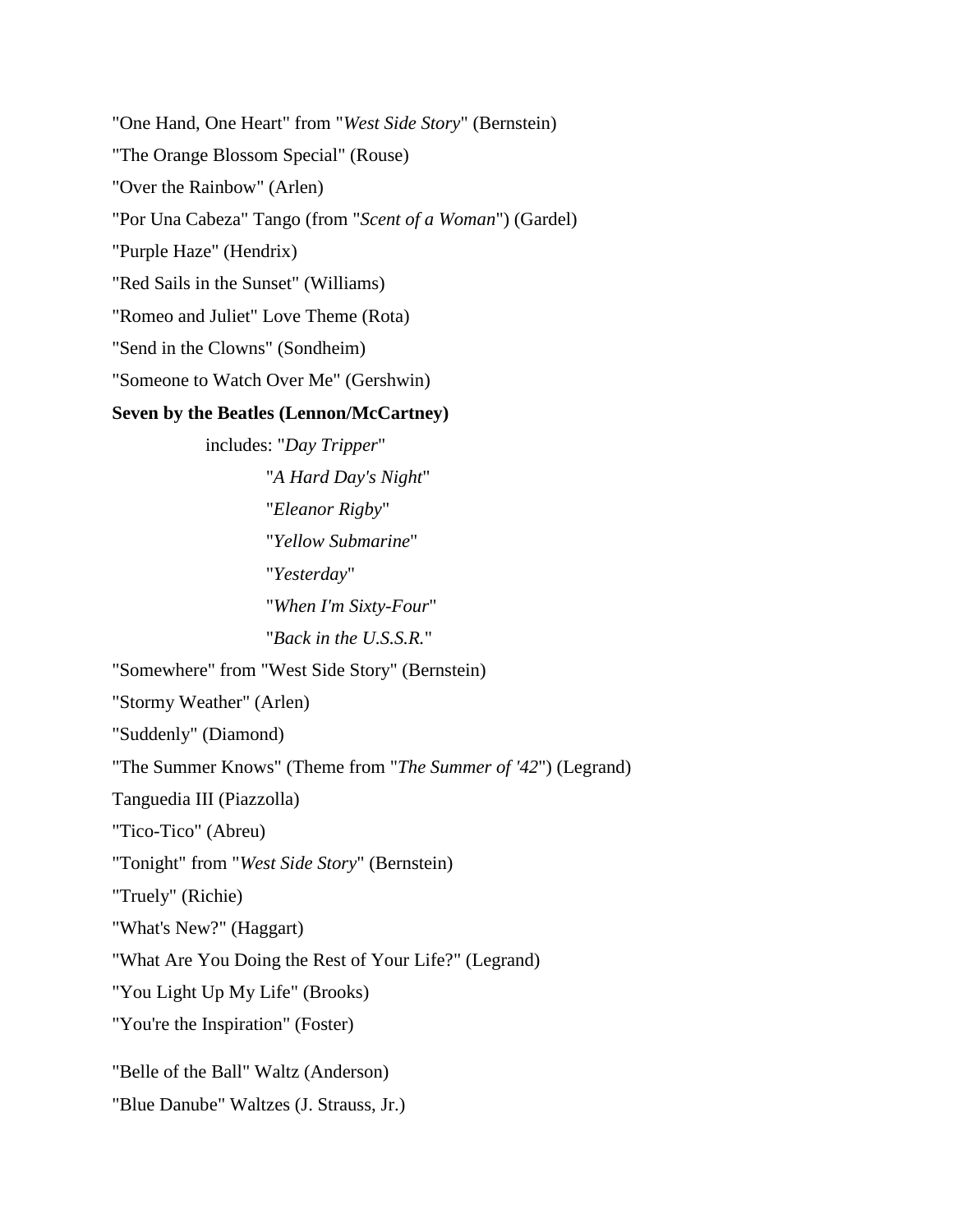"One Hand, One Heart" from "*West Side Story*" (Bernstein)

"The Orange Blossom Special" (Rouse)

"Over the Rainbow" (Arlen)

"Por Una Cabeza" Tango (from "*Scent of a Woman*") (Gardel)

"Purple Haze" (Hendrix)

"Red Sails in the Sunset" (Williams)

"Romeo and Juliet" Love Theme (Rota)

"Send in the Clowns" (Sondheim)

"Someone to Watch Over Me" (Gershwin)

**Seven by the Beatles (Lennon/McCartney)**

includes: "*Day Tripper*"
"*A Hard Day's Night*"
"*Eleanor Rigby*"
"*Yellow Submarine*"
"*Yesterday*"
"*When I'm Sixty-Four*"
"*Back in the U.S.S.R.*"

"Somewhere" from "West Side Story" (Bernstein)

"Stormy Weather" (Arlen)

"Suddenly" (Diamond)

"The Summer Knows" (Theme from "*The Summer of '42*") (Legrand)

Tanguedia III (Piazzolla)

"Tico-Tico" (Abreu)

"Tonight" from "*West Side Story*" (Bernstein)

"Truely" (Richie)

"What's New?" (Haggart)

"What Are You Doing the Rest of Your Life?" (Legrand)

"You Light Up My Life" (Brooks)

"You're the Inspiration" (Foster)

"Belle of the Ball" Waltz (Anderson)

"Blue Danube" Waltzes (J. Strauss, Jr.)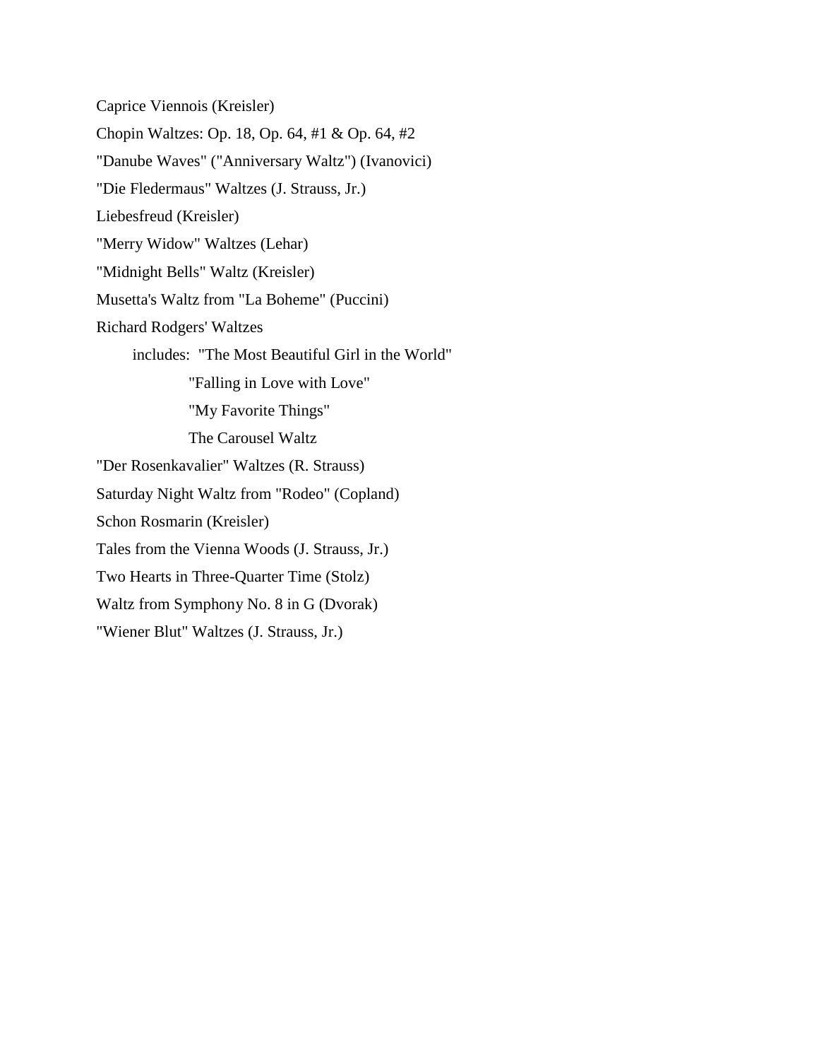Caprice Viennois (Kreisler)

Chopin Waltzes: Op. 18, Op. 64, #1 & Op. 64, #2

"Danube Waves" ("Anniversary Waltz") (Ivanovici)

"Die Fledermaus" Waltzes (J. Strauss, Jr.)

Liebesfreud (Kreisler)

"Merry Widow" Waltzes (Lehar)

"Midnight Bells" Waltz (Kreisler)

Musetta's Waltz from "La Boheme" (Puccini)

Richard Rodgers' Waltzes

includes: "The Most Beautiful Girl in the World"

"Falling in Love with Love"

"My Favorite Things"

The Carousel Waltz

"Der Rosenkavalier" Waltzes (R. Strauss)

Saturday Night Waltz from "Rodeo" (Copland)

Schon Rosmarin (Kreisler)

Tales from the Vienna Woods (J. Strauss, Jr.)

Two Hearts in Three-Quarter Time (Stolz)

Waltz from Symphony No. 8 in G (Dvorak)

"Wiener Blut" Waltzes (J. Strauss, Jr.)